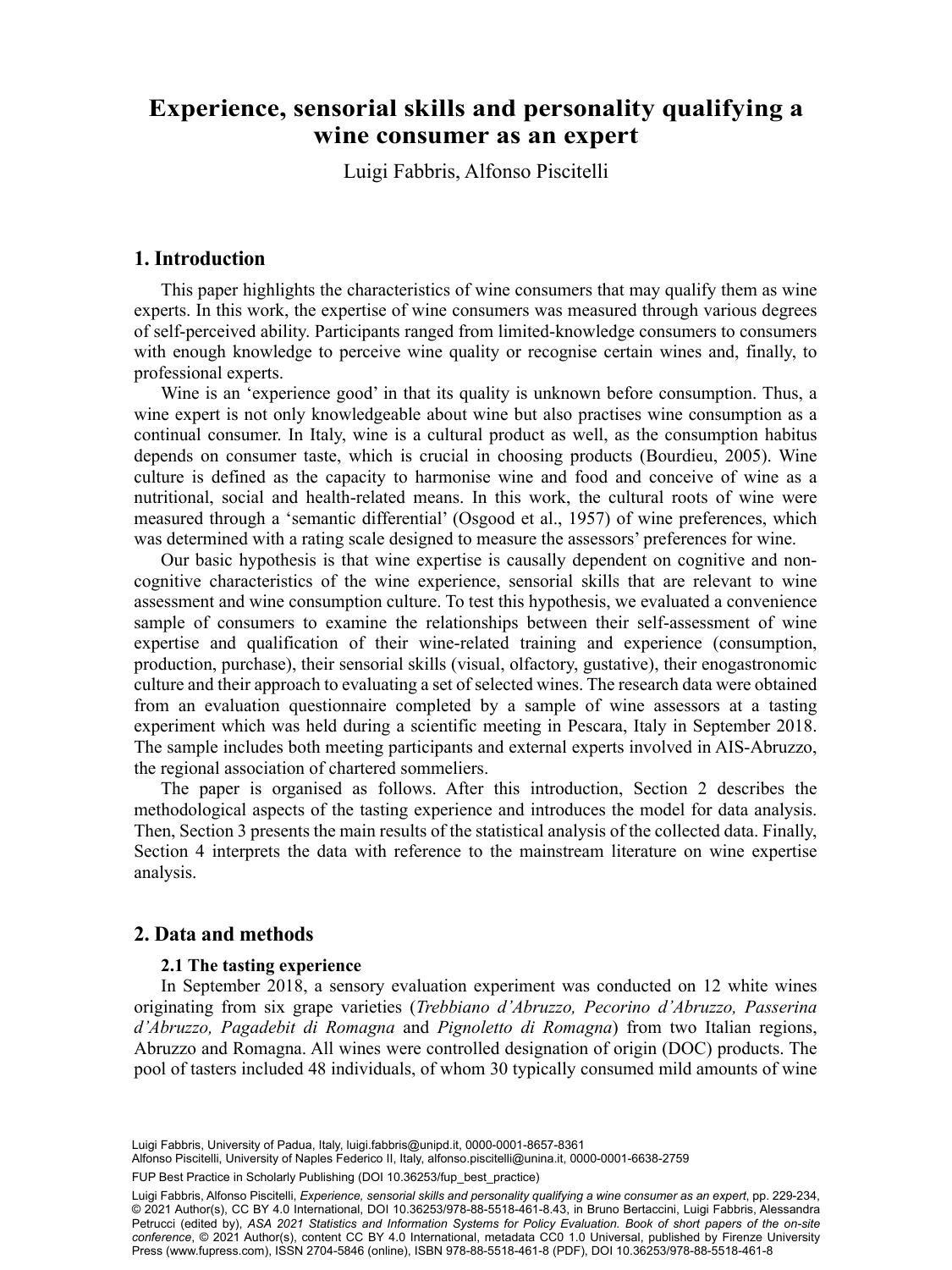# Experience, sensorial skills and personality qualifying a wine consumer as an expert

Luigi Fabbris, Alfonso Piscitelli

## 1. Introduction

This paper highlights the characteristics of wine consumers that may qualify them as wine experts. In this work, the expertise of wine consumers was measured through various degrees of self-perceived ability. Participants ranged from limited-knowledge consumers to consumers with enough knowledge to perceive wine quality or recognise certain wines and, finally, to professional experts.

Wine is an 'experience good' in that its quality is unknown before consumption. Thus, a wine expert is not only knowledgeable about wine but also practises wine consumption as a continual consumer. In Italy, wine is a cultural product as well, as the consumption habitus depends on consumer taste, which is crucial in choosing products (Bourdieu, 2005). Wine culture is defined as the capacity to harmonise wine and food and conceive of wine as a nutritional, social and health-related means. In this work, the cultural roots of wine were measured through a 'semantic differential' (Osgood et al., 1957) of wine preferences, which was determined with a rating scale designed to measure the assessors' preferences for wine.

Our basic hypothesis is that wine expertise is causally dependent on cognitive and non-cognitive characteristics of the wine experience, sensorial skills that are relevant to wine assessment and wine consumption culture. To test this hypothesis, we evaluated a convenience sample of consumers to examine the relationships between their self-assessment of wine expertise and qualification of their wine-related training and experience (consumption, production, purchase), their sensorial skills (visual, olfactory, gustative), their enogastronomic culture and their approach to evaluating a set of selected wines. The research data were obtained from an evaluation questionnaire completed by a sample of wine assessors at a tasting experiment which was held during a scientific meeting in Pescara, Italy in September 2018. The sample includes both meeting participants and external experts involved in AIS-Abruzzo, the regional association of chartered sommeliers.

The paper is organised as follows. After this introduction, Section 2 describes the methodological aspects of the tasting experience and introduces the model for data analysis. Then, Section 3 presents the main results of the statistical analysis of the collected data. Finally, Section 4 interprets the data with reference to the mainstream literature on wine expertise analysis.

## 2. Data and methods

### 2.1 The tasting experience

In September 2018, a sensory evaluation experiment was conducted on 12 white wines originating from six grape varieties (*Trebbiano d'Abruzzo, Pecorino d'Abruzzo, Passerina d'Abruzzo, Pagadebit di Romagna* and *Pignoletto di Romagna*) from two Italian regions, Abruzzo and Romagna. All wines were controlled designation of origin (DOC) products. The pool of tasters included 48 individuals, of whom 30 typically consumed mild amounts of wine

Luigi Fabbris, University of Padua, Italy, luigi.fabbris@unipd.it, 0000-0001-8657-8361
Alfonso Piscitelli, University of Naples Federico II, Italy, alfonso.piscitelli@unina.it, 0000-0001-6638-2759

FUP Best Practice in Scholarly Publishing (DOI 10.36253/fup_best_practice)

Luigi Fabbris, Alfonso Piscitelli, *Experience, sensorial skills and personality qualifying a wine consumer as an expert*, pp. 229-234, © 2021 Author(s), CC BY 4.0 International, DOI 10.36253/978-88-5518-461-8.43, in Bruno Bertaccini, Luigi Fabbris, Alessandra Petrucci (edited by), *ASA 2021 Statistics and Information Systems for Policy Evaluation. Book of short papers of the on-site conference*, © 2021 Author(s), content CC BY 4.0 International, metadata CC0 1.0 Universal, published by Firenze University Press (www.fupress.com), ISSN 2704-5846 (online), ISBN 978-88-5518-461-8 (PDF), DOI 10.36253/978-88-5518-461-8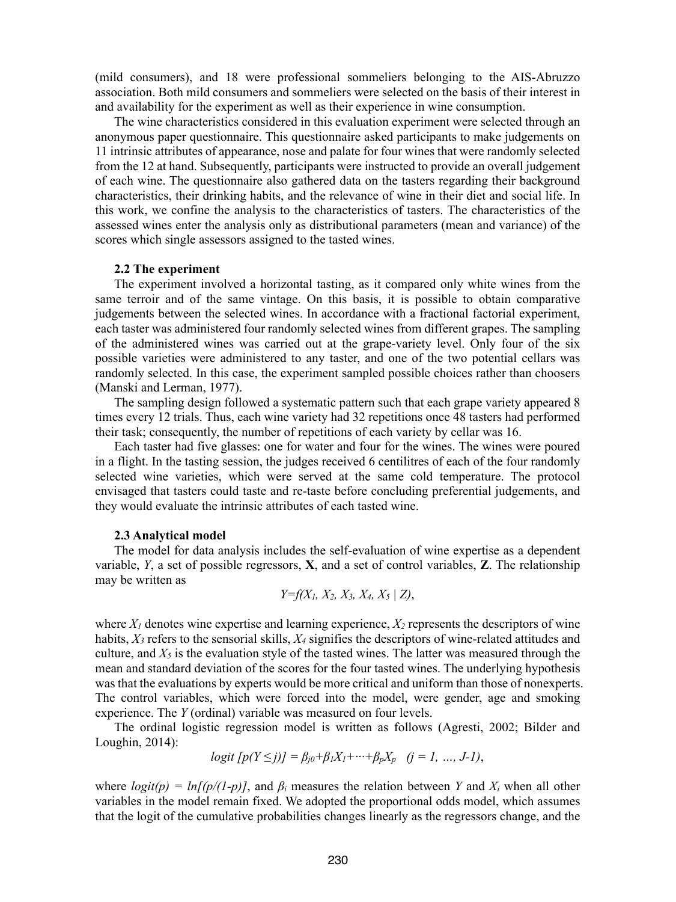(mild consumers), and 18 were professional sommeliers belonging to the AIS-Abruzzo association. Both mild consumers and sommeliers were selected on the basis of their interest in and availability for the experiment as well as their experience in wine consumption.

The wine characteristics considered in this evaluation experiment were selected through an anonymous paper questionnaire. This questionnaire asked participants to make judgements on 11 intrinsic attributes of appearance, nose and palate for four wines that were randomly selected from the 12 at hand. Subsequently, participants were instructed to provide an overall judgement of each wine. The questionnaire also gathered data on the tasters regarding their background characteristics, their drinking habits, and the relevance of wine in their diet and social life. In this work, we confine the analysis to the characteristics of tasters. The characteristics of the assessed wines enter the analysis only as distributional parameters (mean and variance) of the scores which single assessors assigned to the tasted wines.

### 2.2 The experiment

The experiment involved a horizontal tasting, as it compared only white wines from the same terroir and of the same vintage. On this basis, it is possible to obtain comparative judgements between the selected wines. In accordance with a fractional factorial experiment, each taster was administered four randomly selected wines from different grapes. The sampling of the administered wines was carried out at the grape-variety level. Only four of the six possible varieties were administered to any taster, and one of the two potential cellars was randomly selected. In this case, the experiment sampled possible choices rather than choosers (Manski and Lerman, 1977).

The sampling design followed a systematic pattern such that each grape variety appeared 8 times every 12 trials. Thus, each wine variety had 32 repetitions once 48 tasters had performed their task; consequently, the number of repetitions of each variety by cellar was 16.

Each taster had five glasses: one for water and four for the wines. The wines were poured in a flight. In the tasting session, the judges received 6 centilitres of each of the four randomly selected wine varieties, which were served at the same cold temperature. The protocol envisaged that tasters could taste and re-taste before concluding preferential judgements, and they would evaluate the intrinsic attributes of each tasted wine.

### 2.3 Analytical model

The model for data analysis includes the self-evaluation of wine expertise as a dependent variable, $Y$, a set of possible regressors, **X**, and a set of control variables, **Z**. The relationship may be written as

$$Y=f(X_1, X_2, X_3, X_4, X_5 \mid Z),$$

where $X_1$ denotes wine expertise and learning experience, $X_2$ represents the descriptors of wine habits, $X_3$ refers to the sensorial skills, $X_4$ signifies the descriptors of wine-related attitudes and culture, and $X_5$ is the evaluation style of the tasted wines. The latter was measured through the mean and standard deviation of the scores for the four tasted wines. The underlying hypothesis was that the evaluations by experts would be more critical and uniform than those of nonexperts. The control variables, which were forced into the model, were gender, age and smoking experience. The $Y$ (ordinal) variable was measured on four levels.

The ordinal logistic regression model is written as follows (Agresti, 2002; Bilder and Loughin, 2014):

$$logit\,[p(Y \leq j)] = \beta_{j0}+\beta_1 X_1+\cdots+\beta_p X_p \quad (j = 1, \ldots, J-1),$$

where $logit(p) = ln[(p/(1-p)]$, and $\beta_i$ measures the relation between $Y$ and $X_i$ when all other variables in the model remain fixed. We adopted the proportional odds model, which assumes that the logit of the cumulative probabilities changes linearly as the regressors change, and the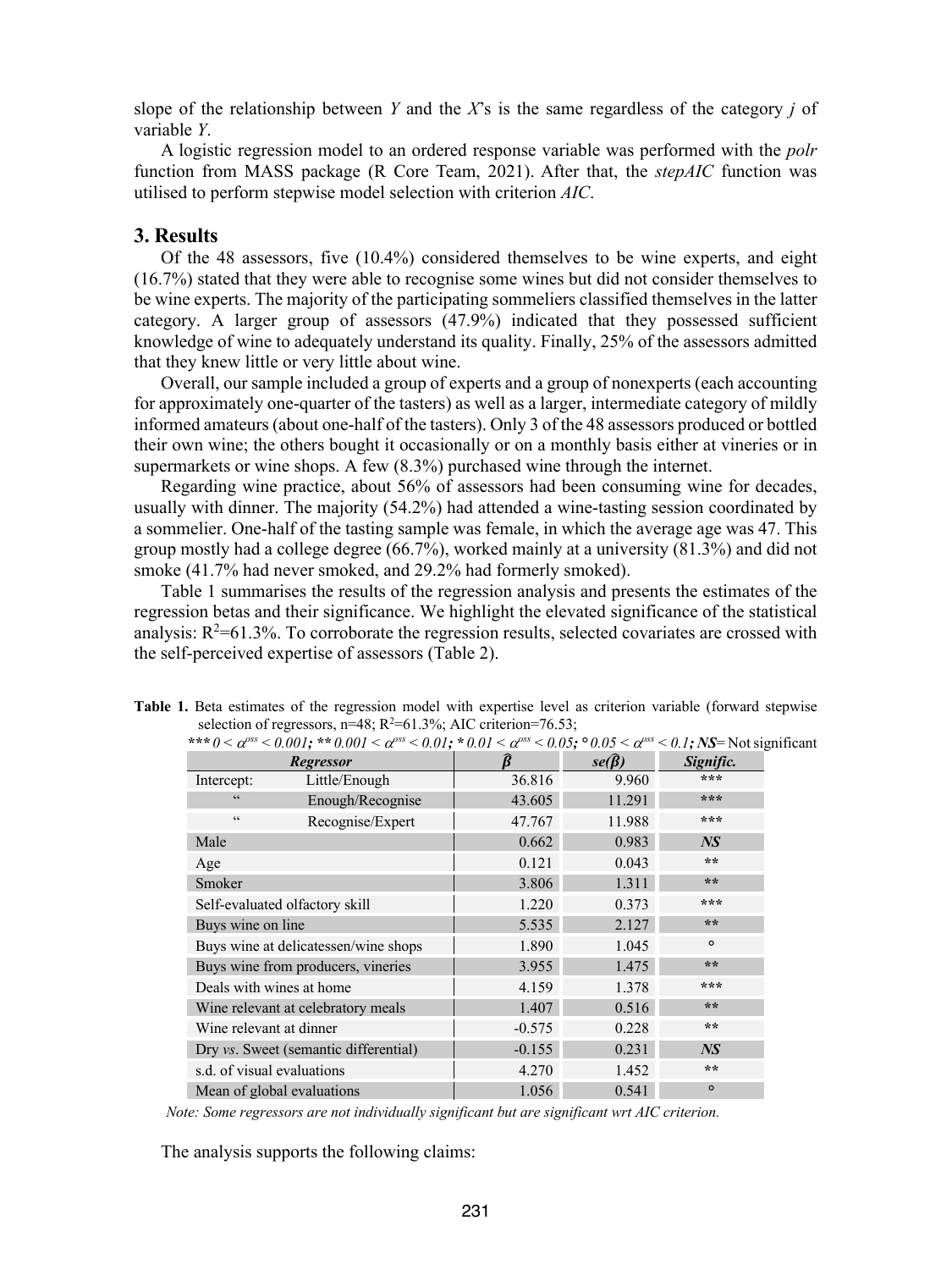slope of the relationship between *Y* and the *X*'s is the same regardless of the category *j* of variable *Y*.

A logistic regression model to an ordered response variable was performed with the *polr* function from MASS package (R Core Team, 2021). After that, the *stepAIC* function was utilised to perform stepwise model selection with criterion *AIC*.

## 3. Results

Of the 48 assessors, five (10.4%) considered themselves to be wine experts, and eight (16.7%) stated that they were able to recognise some wines but did not consider themselves to be wine experts. The majority of the participating sommeliers classified themselves in the latter category. A larger group of assessors (47.9%) indicated that they possessed sufficient knowledge of wine to adequately understand its quality. Finally, 25% of the assessors admitted that they knew little or very little about wine.

Overall, our sample included a group of experts and a group of nonexperts (each accounting for approximately one-quarter of the tasters) as well as a larger, intermediate category of mildly informed amateurs (about one-half of the tasters). Only 3 of the 48 assessors produced or bottled their own wine; the others bought it occasionally or on a monthly basis either at vineries or in supermarkets or wine shops. A few (8.3%) purchased wine through the internet.

Regarding wine practice, about 56% of assessors had been consuming wine for decades, usually with dinner. The majority (54.2%) had attended a wine-tasting session coordinated by a sommelier. One-half of the tasting sample was female, in which the average age was 47. This group mostly had a college degree (66.7%), worked mainly at a university (81.3%) and did not smoke (41.7% had never smoked, and 29.2% had formerly smoked).

Table 1 summarises the results of the regression analysis and presents the estimates of the regression betas and their significance. We highlight the elevated significance of the statistical analysis: $R^2$=61.3%. To corroborate the regression results, selected covariates are crossed with the self-perceived expertise of assessors (Table 2).

**Table 1.** Beta estimates of the regression model with expertise level as criterion variable (forward stepwise selection of regressors, n=48; $R^2$=61.3%; AIC criterion=76.53; ***\*\*\*** $0 < \alpha^{oss} < 0.001$; **\*\*** $0.001 < \alpha^{oss} < 0.01$; **\*** $0.01 < \alpha^{oss} < 0.05$; **°** $0.05 < \alpha^{oss} < 0.1$; ***NS***= Not significant

| *Regressor* | $\hat{\beta}$ | $se(\hat{\beta})$ | *Signific.* |
|---|---|---|---|
| Intercept: Little/Enough | 36.816 | 9.960 | *** |
| " Enough/Recognise | 43.605 | 11.291 | *** |
| " Recognise/Expert | 47.767 | 11.988 | *** |
| Male | 0.662 | 0.983 | *NS* |
| Age | 0.121 | 0.043 | ** |
| Smoker | 3.806 | 1.311 | ** |
| Self-evaluated olfactory skill | 1.220 | 0.373 | *** |
| Buys wine on line | 5.535 | 2.127 | ** |
| Buys wine at delicatessen/wine shops | 1.890 | 1.045 | ° |
| Buys wine from producers, vineries | 3.955 | 1.475 | ** |
| Deals with wines at home | 4.159 | 1.378 | *** |
| Wine relevant at celebratory meals | 1.407 | 0.516 | ** |
| Wine relevant at dinner | -0.575 | 0.228 | ** |
| Dry *vs*. Sweet (semantic differential) | -0.155 | 0.231 | *NS* |
| s.d. of visual evaluations | 4.270 | 1.452 | ** |
| Mean of global evaluations | 1.056 | 0.541 | ° |

*Note: Some regressors are not individually significant but are significant wrt AIC criterion.*

The analysis supports the following claims: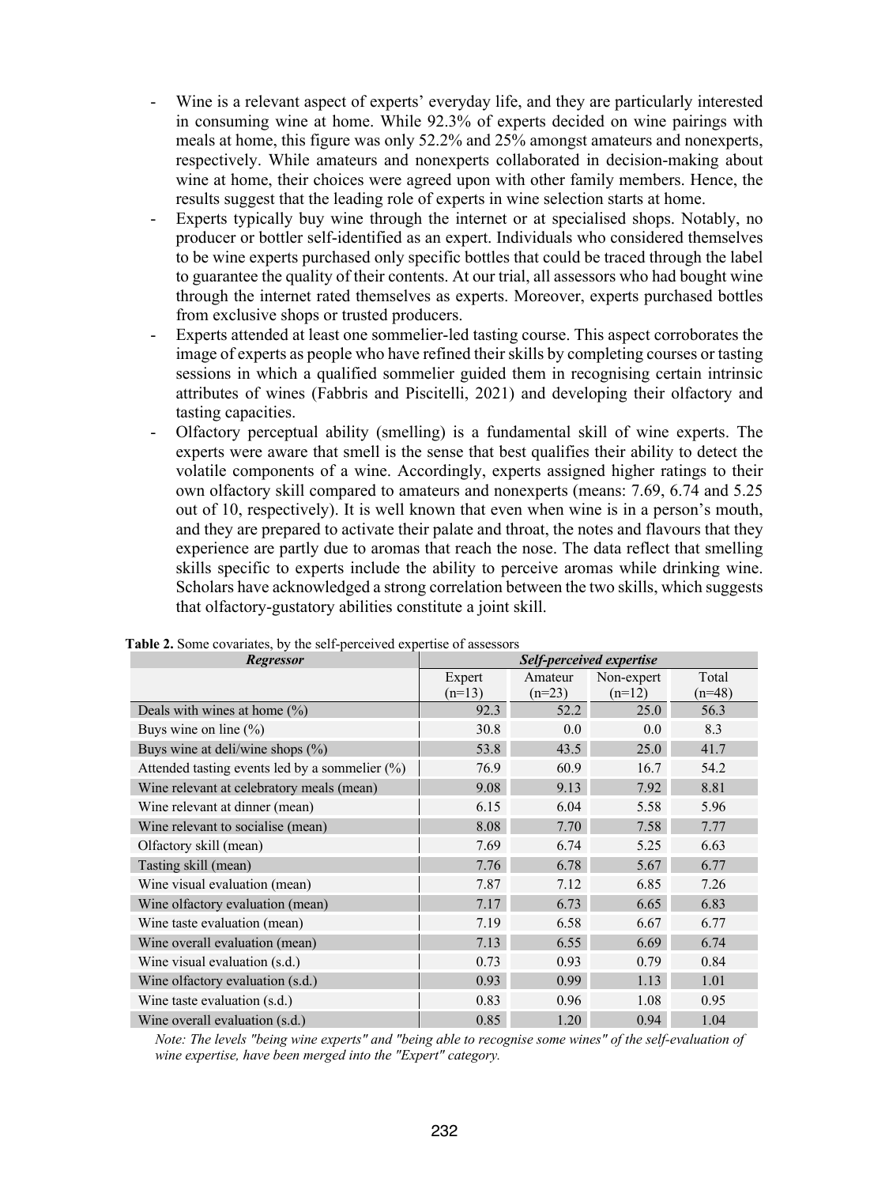- Wine is a relevant aspect of experts' everyday life, and they are particularly interested in consuming wine at home. While 92.3% of experts decided on wine pairings with meals at home, this figure was only 52.2% and 25% amongst amateurs and nonexperts, respectively. While amateurs and nonexperts collaborated in decision-making about wine at home, their choices were agreed upon with other family members. Hence, the results suggest that the leading role of experts in wine selection starts at home.
- Experts typically buy wine through the internet or at specialised shops. Notably, no producer or bottler self-identified as an expert. Individuals who considered themselves to be wine experts purchased only specific bottles that could be traced through the label to guarantee the quality of their contents. At our trial, all assessors who had bought wine through the internet rated themselves as experts. Moreover, experts purchased bottles from exclusive shops or trusted producers.
- Experts attended at least one sommelier-led tasting course. This aspect corroborates the image of experts as people who have refined their skills by completing courses or tasting sessions in which a qualified sommelier guided them in recognising certain intrinsic attributes of wines (Fabbris and Piscitelli, 2021) and developing their olfactory and tasting capacities.
- Olfactory perceptual ability (smelling) is a fundamental skill of wine experts. The experts were aware that smell is the sense that best qualifies their ability to detect the volatile components of a wine. Accordingly, experts assigned higher ratings to their own olfactory skill compared to amateurs and nonexperts (means: 7.69, 6.74 and 5.25 out of 10, respectively). It is well known that even when wine is in a person's mouth, and they are prepared to activate their palate and throat, the notes and flavours that they experience are partly due to aromas that reach the nose. The data reflect that smelling skills specific to experts include the ability to perceive aromas while drinking wine. Scholars have acknowledged a strong correlation between the two skills, which suggests that olfactory-gustatory abilities constitute a joint skill.

**Table 2.** Some covariates, by the self-perceived expertise of assessors

| ***Regressor*** | ***Self-perceived expertise*** | | | |
|---|---|---|---|---|
| | Expert (n=13) | Amateur (n=23) | Non-expert (n=12) | Total (n=48) |
| Deals with wines at home (%) | 92.3 | 52.2 | 25.0 | 56.3 |
| Buys wine on line (%) | 30.8 | 0.0 | 0.0 | 8.3 |
| Buys wine at deli/wine shops (%) | 53.8 | 43.5 | 25.0 | 41.7 |
| Attended tasting events led by a sommelier (%) | 76.9 | 60.9 | 16.7 | 54.2 |
| Wine relevant at celebratory meals (mean) | 9.08 | 9.13 | 7.92 | 8.81 |
| Wine relevant at dinner (mean) | 6.15 | 6.04 | 5.58 | 5.96 |
| Wine relevant to socialise (mean) | 8.08 | 7.70 | 7.58 | 7.77 |
| Olfactory skill (mean) | 7.69 | 6.74 | 5.25 | 6.63 |
| Tasting skill (mean) | 7.76 | 6.78 | 5.67 | 6.77 |
| Wine visual evaluation (mean) | 7.87 | 7.12 | 6.85 | 7.26 |
| Wine olfactory evaluation (mean) | 7.17 | 6.73 | 6.65 | 6.83 |
| Wine taste evaluation (mean) | 7.19 | 6.58 | 6.67 | 6.77 |
| Wine overall evaluation (mean) | 7.13 | 6.55 | 6.69 | 6.74 |
| Wine visual evaluation (s.d.) | 0.73 | 0.93 | 0.79 | 0.84 |
| Wine olfactory evaluation (s.d.) | 0.93 | 0.99 | 1.13 | 1.01 |
| Wine taste evaluation (s.d.) | 0.83 | 0.96 | 1.08 | 0.95 |
| Wine overall evaluation (s.d.) | 0.85 | 1.20 | 0.94 | 1.04 |

*Note: The levels "being wine experts" and "being able to recognise some wines" of the self-evaluation of wine expertise, have been merged into the "Expert" category.*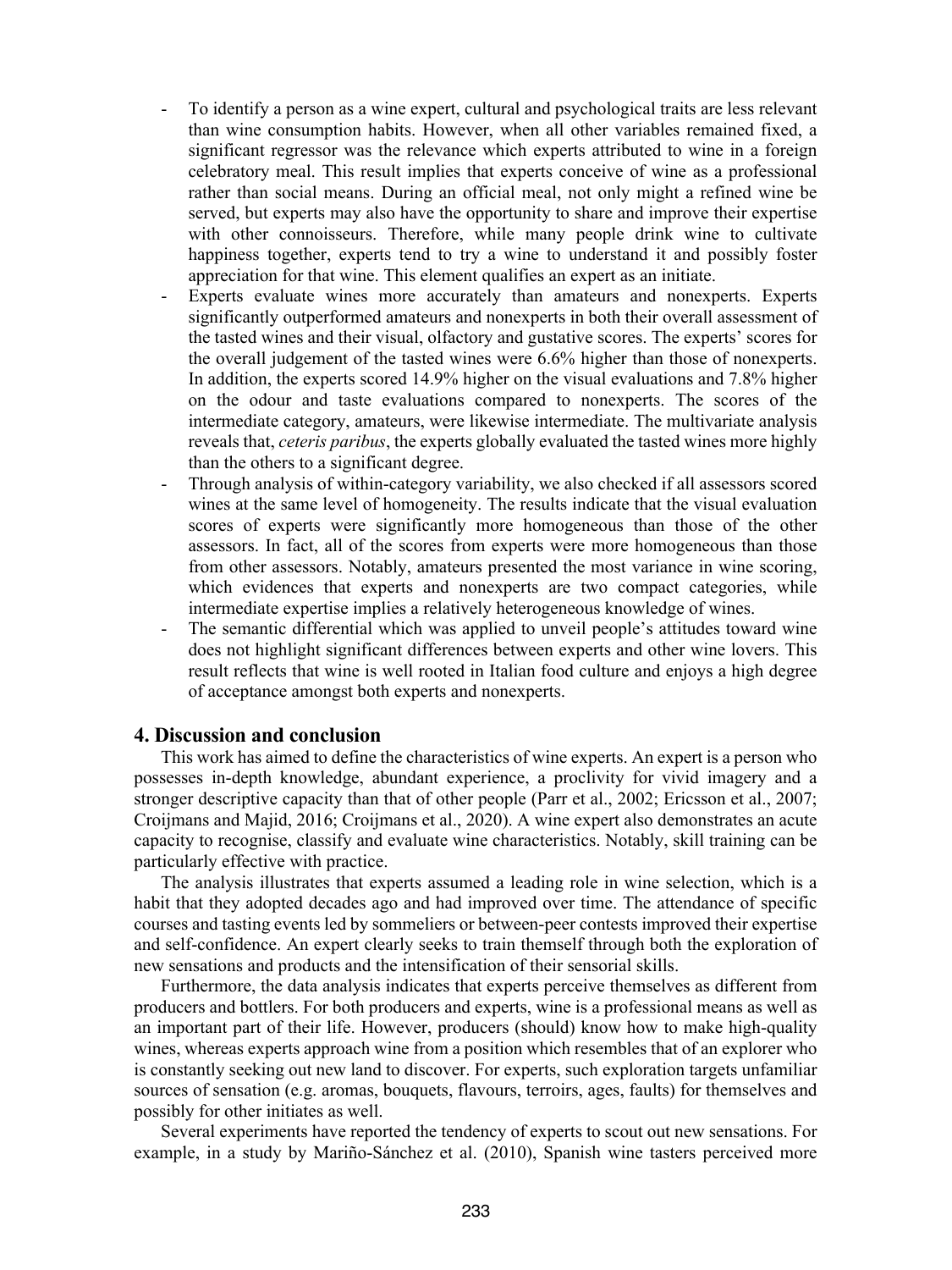- To identify a person as a wine expert, cultural and psychological traits are less relevant than wine consumption habits. However, when all other variables remained fixed, a significant regressor was the relevance which experts attributed to wine in a foreign celebratory meal. This result implies that experts conceive of wine as a professional rather than social means. During an official meal, not only might a refined wine be served, but experts may also have the opportunity to share and improve their expertise with other connoisseurs. Therefore, while many people drink wine to cultivate happiness together, experts tend to try a wine to understand it and possibly foster appreciation for that wine. This element qualifies an expert as an initiate.
- Experts evaluate wines more accurately than amateurs and nonexperts. Experts significantly outperformed amateurs and nonexperts in both their overall assessment of the tasted wines and their visual, olfactory and gustative scores. The experts' scores for the overall judgement of the tasted wines were 6.6% higher than those of nonexperts. In addition, the experts scored 14.9% higher on the visual evaluations and 7.8% higher on the odour and taste evaluations compared to nonexperts. The scores of the intermediate category, amateurs, were likewise intermediate. The multivariate analysis reveals that, *ceteris paribus*, the experts globally evaluated the tasted wines more highly than the others to a significant degree.
- Through analysis of within-category variability, we also checked if all assessors scored wines at the same level of homogeneity. The results indicate that the visual evaluation scores of experts were significantly more homogeneous than those of the other assessors. In fact, all of the scores from experts were more homogeneous than those from other assessors. Notably, amateurs presented the most variance in wine scoring, which evidences that experts and nonexperts are two compact categories, while intermediate expertise implies a relatively heterogeneous knowledge of wines.
- The semantic differential which was applied to unveil people's attitudes toward wine does not highlight significant differences between experts and other wine lovers. This result reflects that wine is well rooted in Italian food culture and enjoys a high degree of acceptance amongst both experts and nonexperts.

## 4. Discussion and conclusion

This work has aimed to define the characteristics of wine experts. An expert is a person who possesses in-depth knowledge, abundant experience, a proclivity for vivid imagery and a stronger descriptive capacity than that of other people (Parr et al., 2002; Ericsson et al., 2007; Croijmans and Majid, 2016; Croijmans et al., 2020). A wine expert also demonstrates an acute capacity to recognise, classify and evaluate wine characteristics. Notably, skill training can be particularly effective with practice.

The analysis illustrates that experts assumed a leading role in wine selection, which is a habit that they adopted decades ago and had improved over time. The attendance of specific courses and tasting events led by sommeliers or between-peer contests improved their expertise and self-confidence. An expert clearly seeks to train themself through both the exploration of new sensations and products and the intensification of their sensorial skills.

Furthermore, the data analysis indicates that experts perceive themselves as different from producers and bottlers. For both producers and experts, wine is a professional means as well as an important part of their life. However, producers (should) know how to make high-quality wines, whereas experts approach wine from a position which resembles that of an explorer who is constantly seeking out new land to discover. For experts, such exploration targets unfamiliar sources of sensation (e.g. aromas, bouquets, flavours, terroirs, ages, faults) for themselves and possibly for other initiates as well.

Several experiments have reported the tendency of experts to scout out new sensations. For example, in a study by Mariño-Sánchez et al. (2010), Spanish wine tasters perceived more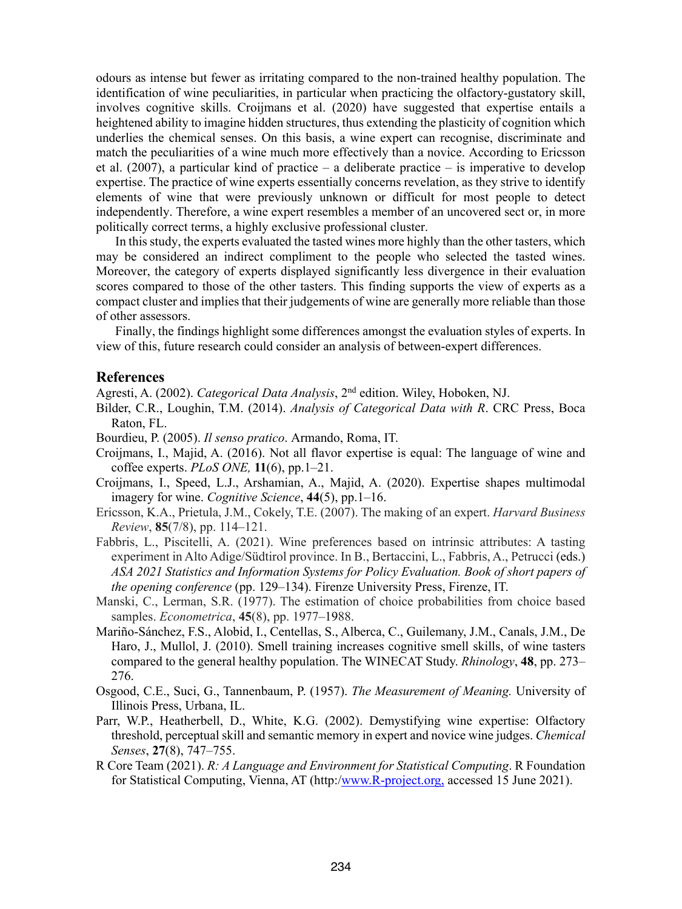odours as intense but fewer as irritating compared to the non-trained healthy population. The identification of wine peculiarities, in particular when practicing the olfactory-gustatory skill, involves cognitive skills. Croijmans et al. (2020) have suggested that expertise entails a heightened ability to imagine hidden structures, thus extending the plasticity of cognition which underlies the chemical senses. On this basis, a wine expert can recognise, discriminate and match the peculiarities of a wine much more effectively than a novice. According to Ericsson et al. (2007), a particular kind of practice – a deliberate practice – is imperative to develop expertise. The practice of wine experts essentially concerns revelation, as they strive to identify elements of wine that were previously unknown or difficult for most people to detect independently. Therefore, a wine expert resembles a member of an uncovered sect or, in more politically correct terms, a highly exclusive professional cluster.

In this study, the experts evaluated the tasted wines more highly than the other tasters, which may be considered an indirect compliment to the people who selected the tasted wines. Moreover, the category of experts displayed significantly less divergence in their evaluation scores compared to those of the other tasters. This finding supports the view of experts as a compact cluster and implies that their judgements of wine are generally more reliable than those of other assessors.

Finally, the findings highlight some differences amongst the evaluation styles of experts. In view of this, future research could consider an analysis of between-expert differences.

## References

Agresti, A. (2002). *Categorical Data Analysis*, 2nd edition. Wiley, Hoboken, NJ.

Bilder, C.R., Loughin, T.M. (2014). *Analysis of Categorical Data with R*. CRC Press, Boca Raton, FL.

Bourdieu, P. (2005). *Il senso pratico*. Armando, Roma, IT.

Croijmans, I., Majid, A. (2016). Not all flavor expertise is equal: The language of wine and coffee experts. *PLoS ONE,* **11**(6), pp.1–21.

Croijmans, I., Speed, L.J., Arshamian, A., Majid, A. (2020). Expertise shapes multimodal imagery for wine. *Cognitive Science*, **44**(5), pp.1–16.

Ericsson, K.A., Prietula, J.M., Cokely, T.E. (2007). The making of an expert. *Harvard Business Review*, **85**(7/8), pp. 114–121.

Fabbris, L., Piscitelli, A. (2021). Wine preferences based on intrinsic attributes: A tasting experiment in Alto Adige/Südtirol province. In B., Bertaccini, L., Fabbris, A., Petrucci (eds.) *ASA 2021 Statistics and Information Systems for Policy Evaluation. Book of short papers of the opening conference* (pp. 129–134). Firenze University Press, Firenze, IT.

Manski, C., Lerman, S.R. (1977). The estimation of choice probabilities from choice based samples. *Econometrica*, **45**(8), pp. 1977–1988.

Mariño-Sánchez, F.S., Alobid, I., Centellas, S., Alberca, C., Guilemany, J.M., Canals, J.M., De Haro, J., Mullol, J. (2010). Smell training increases cognitive smell skills, of wine tasters compared to the general healthy population. The WINECAT Study. *Rhinology*, **48**, pp. 273–276.

Osgood, C.E., Suci, G., Tannenbaum, P. (1957). *The Measurement of Meaning.* University of Illinois Press, Urbana, IL.

Parr, W.P., Heatherbell, D., White, K.G. (2002). Demystifying wine expertise: Olfactory threshold, perceptual skill and semantic memory in expert and novice wine judges. *Chemical Senses*, **27**(8), 747–755.

R Core Team (2021). *R: A Language and Environment for Statistical Computing*. R Foundation for Statistical Computing, Vienna, AT (http:/www.R-project.org, accessed 15 June 2021).